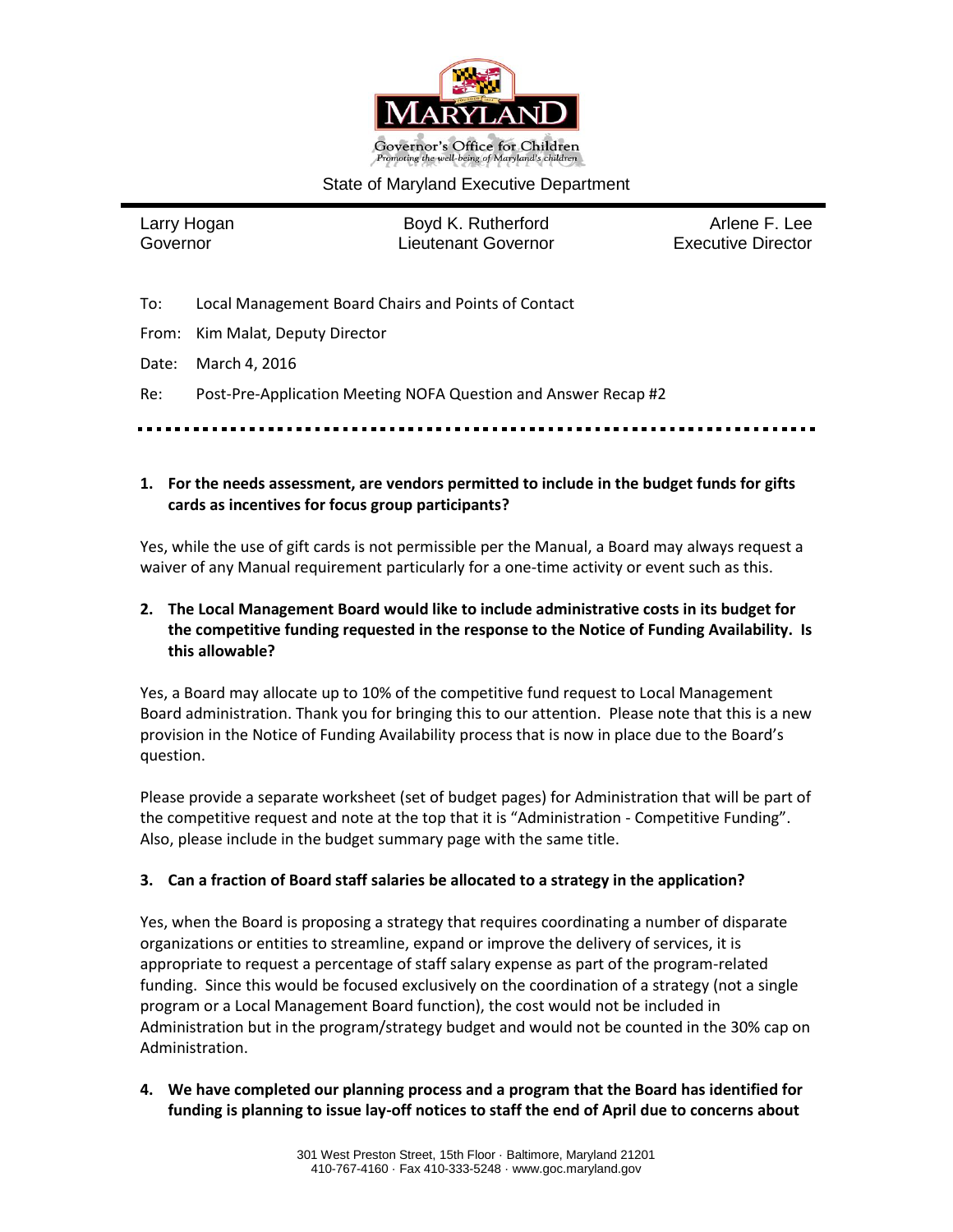Governor's Office for Children
*Promoting the well-being of Maryland's children*

State of Maryland Executive Department

| Larry Hogan<br>Governor | Boyd K. Rutherford<br>Lieutenant Governor | Arlene F. Lee<br>Executive Director |
|---|---|---|

To: Local Management Board Chairs and Points of Contact

From: Kim Malat, Deputy Director

Date: March 4, 2016

Re: Post-Pre-Application Meeting NOFA Question and Answer Recap #2

---

**1. For the needs assessment, are vendors permitted to include in the budget funds for gifts cards as incentives for focus group participants?**

Yes, while the use of gift cards is not permissible per the Manual, a Board may always request a waiver of any Manual requirement particularly for a one-time activity or event such as this.

**2. The Local Management Board would like to include administrative costs in its budget for the competitive funding requested in the response to the Notice of Funding Availability. Is this allowable?**

Yes, a Board may allocate up to 10% of the competitive fund request to Local Management Board administration. Thank you for bringing this to our attention. Please note that this is a new provision in the Notice of Funding Availability process that is now in place due to the Board's question.

Please provide a separate worksheet (set of budget pages) for Administration that will be part of the competitive request and note at the top that it is "Administration - Competitive Funding". Also, please include in the budget summary page with the same title.

**3. Can a fraction of Board staff salaries be allocated to a strategy in the application?**

Yes, when the Board is proposing a strategy that requires coordinating a number of disparate organizations or entities to streamline, expand or improve the delivery of services, it is appropriate to request a percentage of staff salary expense as part of the program-related funding. Since this would be focused exclusively on the coordination of a strategy (not a single program or a Local Management Board function), the cost would not be included in Administration but in the program/strategy budget and would not be counted in the 30% cap on Administration.

**4. We have completed our planning process and a program that the Board has identified for funding is planning to issue lay-off notices to staff the end of April due to concerns about**

301 West Preston Street, 15th Floor · Baltimore, Maryland 21201
410-767-4160 · Fax 410-333-5248 · www.goc.maryland.gov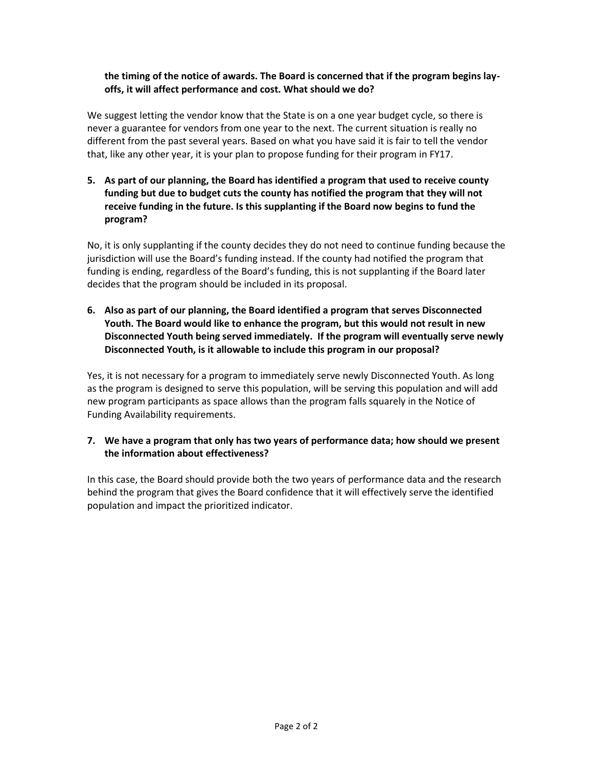**the timing of the notice of awards. The Board is concerned that if the program begins lay-offs, it will affect performance and cost. What should we do?**

We suggest letting the vendor know that the State is on a one year budget cycle, so there is never a guarantee for vendors from one year to the next. The current situation is really no different from the past several years. Based on what you have said it is fair to tell the vendor that, like any other year, it is your plan to propose funding for their program in FY17.

5. **As part of our planning, the Board has identified a program that used to receive county funding but due to budget cuts the county has notified the program that they will not receive funding in the future. Is this supplanting if the Board now begins to fund the program?**

No, it is only supplanting if the county decides they do not need to continue funding because the jurisdiction will use the Board's funding instead. If the county had notified the program that funding is ending, regardless of the Board's funding, this is not supplanting if the Board later decides that the program should be included in its proposal.

6. **Also as part of our planning, the Board identified a program that serves Disconnected Youth. The Board would like to enhance the program, but this would not result in new Disconnected Youth being served immediately. If the program will eventually serve newly Disconnected Youth, is it allowable to include this program in our proposal?**

Yes, it is not necessary for a program to immediately serve newly Disconnected Youth. As long as the program is designed to serve this population, will be serving this population and will add new program participants as space allows than the program falls squarely in the Notice of Funding Availability requirements.

7. **We have a program that only has two years of performance data; how should we present the information about effectiveness?**

In this case, the Board should provide both the two years of performance data and the research behind the program that gives the Board confidence that it will effectively serve the identified population and impact the prioritized indicator.